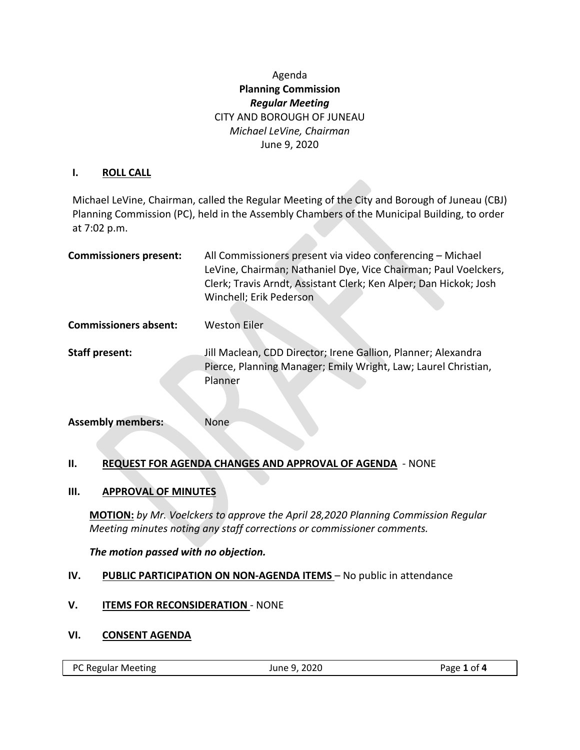Agenda

**Planning Commission**

***Regular Meeting***

CITY AND BOROUGH OF JUNEAU

*Michael LeVine, Chairman*

June 9, 2020

## I. ROLL CALL

Michael LeVine, Chairman, called the Regular Meeting of the City and Borough of Juneau (CBJ) Planning Commission (PC), held in the Assembly Chambers of the Municipal Building, to order at 7:02 p.m.

**Commissioners present:** All Commissioners present via video conferencing – Michael LeVine, Chairman; Nathaniel Dye, Vice Chairman; Paul Voelckers, Clerk; Travis Arndt, Assistant Clerk; Ken Alper; Dan Hickok; Josh Winchell; Erik Pederson

**Commissioners absent:** Weston Eiler

**Staff present:** Jill Maclean, CDD Director; Irene Gallion, Planner; Alexandra Pierce, Planning Manager; Emily Wright, Law; Laurel Christian, Planner

**Assembly members:** None

## II. REQUEST FOR AGENDA CHANGES AND APPROVAL OF AGENDA - NONE

## III. APPROVAL OF MINUTES

**MOTION:** *by Mr. Voelckers to approve the April 28,2020 Planning Commission Regular Meeting minutes noting any staff corrections or commissioner comments.*

***The motion passed with no objection.***

## IV. PUBLIC PARTICIPATION ON NON-AGENDA ITEMS – No public in attendance

## V. ITEMS FOR RECONSIDERATION - NONE

## VI. CONSENT AGENDA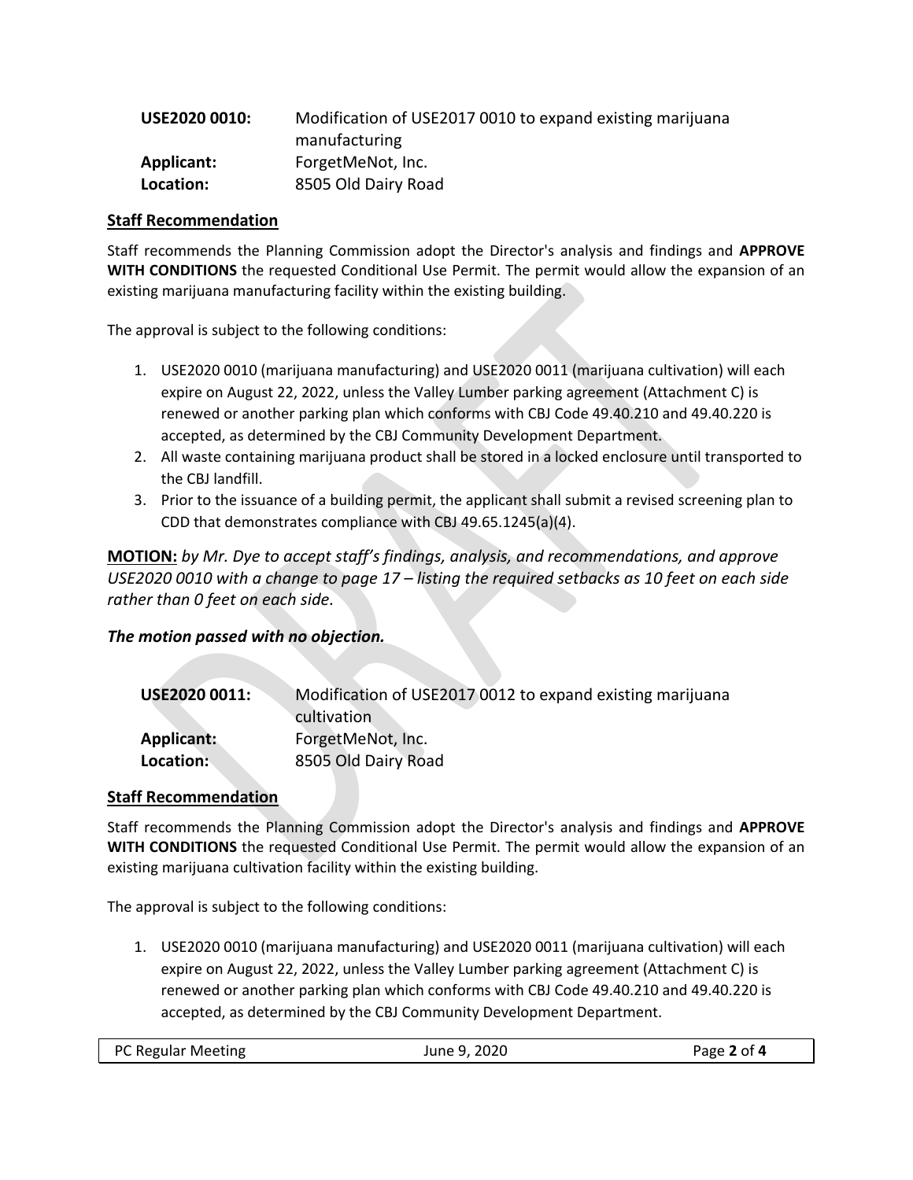| | |
|---|---|
| **USE2020 0010:** | Modification of USE2017 0010 to expand existing marijuana manufacturing |
| **Applicant:** | ForgetMeNot, Inc. |
| **Location:** | 8505 Old Dairy Road |

### Staff Recommendation

Staff recommends the Planning Commission adopt the Director's analysis and findings and **APPROVE WITH CONDITIONS** the requested Conditional Use Permit. The permit would allow the expansion of an existing marijuana manufacturing facility within the existing building.

The approval is subject to the following conditions:

1. USE2020 0010 (marijuana manufacturing) and USE2020 0011 (marijuana cultivation) will each expire on August 22, 2022, unless the Valley Lumber parking agreement (Attachment C) is renewed or another parking plan which conforms with CBJ Code 49.40.210 and 49.40.220 is accepted, as determined by the CBJ Community Development Department.
2. All waste containing marijuana product shall be stored in a locked enclosure until transported to the CBJ landfill.
3. Prior to the issuance of a building permit, the applicant shall submit a revised screening plan to CDD that demonstrates compliance with CBJ 49.65.1245(a)(4).

**MOTION:** *by Mr. Dye to accept staff's findings, analysis, and recommendations, and approve USE2020 0010 with a change to page 17 – listing the required setbacks as 10 feet on each side rather than 0 feet on each side.*

***The motion passed with no objection.***

| | |
|---|---|
| **USE2020 0011:** | Modification of USE2017 0012 to expand existing marijuana cultivation |
| **Applicant:** | ForgetMeNot, Inc. |
| **Location:** | 8505 Old Dairy Road |

### Staff Recommendation

Staff recommends the Planning Commission adopt the Director's analysis and findings and **APPROVE WITH CONDITIONS** the requested Conditional Use Permit. The permit would allow the expansion of an existing marijuana cultivation facility within the existing building.

The approval is subject to the following conditions:

1. USE2020 0010 (marijuana manufacturing) and USE2020 0011 (marijuana cultivation) will each expire on August 22, 2022, unless the Valley Lumber parking agreement (Attachment C) is renewed or another parking plan which conforms with CBJ Code 49.40.210 and 49.40.220 is accepted, as determined by the CBJ Community Development Department.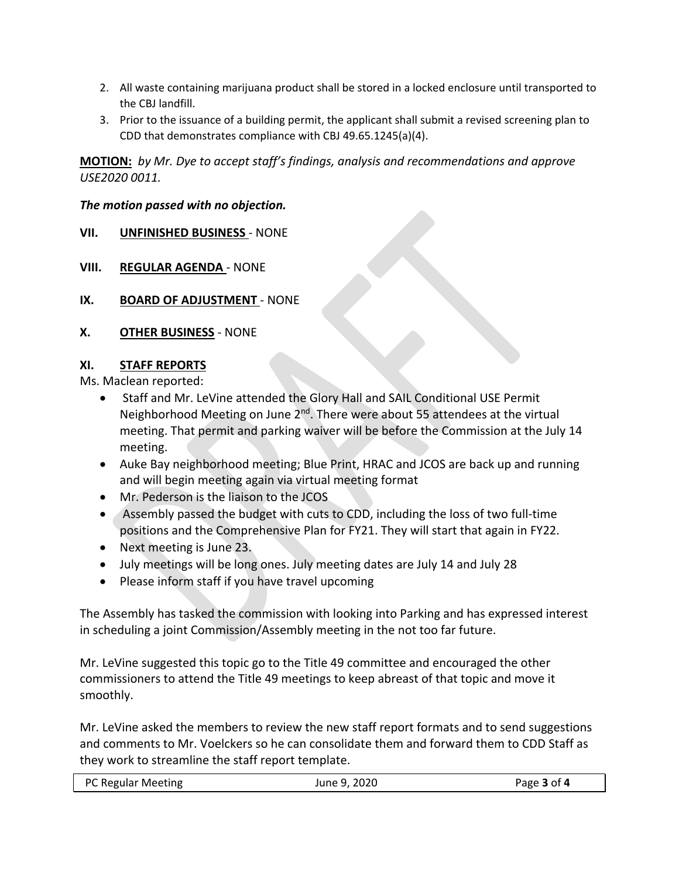2. All waste containing marijuana product shall be stored in a locked enclosure until transported to the CBJ landfill.
3. Prior to the issuance of a building permit, the applicant shall submit a revised screening plan to CDD that demonstrates compliance with CBJ 49.65.1245(a)(4).

**MOTION:** *by Mr. Dye to accept staff's findings, analysis and recommendations and approve USE2020 0011.*

***The motion passed with no objection.***

## VII. UNFINISHED BUSINESS - NONE

## VIII. REGULAR AGENDA - NONE

## IX. BOARD OF ADJUSTMENT - NONE

## X. OTHER BUSINESS - NONE

## XI. STAFF REPORTS

Ms. Maclean reported:

- Staff and Mr. LeVine attended the Glory Hall and SAIL Conditional USE Permit Neighborhood Meeting on June 2nd. There were about 55 attendees at the virtual meeting. That permit and parking waiver will be before the Commission at the July 14 meeting.
- Auke Bay neighborhood meeting; Blue Print, HRAC and JCOS are back up and running and will begin meeting again via virtual meeting format
- Mr. Pederson is the liaison to the JCOS
- Assembly passed the budget with cuts to CDD, including the loss of two full-time positions and the Comprehensive Plan for FY21. They will start that again in FY22.
- Next meeting is June 23.
- July meetings will be long ones. July meeting dates are July 14 and July 28
- Please inform staff if you have travel upcoming

The Assembly has tasked the commission with looking into Parking and has expressed interest in scheduling a joint Commission/Assembly meeting in the not too far future.

Mr. LeVine suggested this topic go to the Title 49 committee and encouraged the other commissioners to attend the Title 49 meetings to keep abreast of that topic and move it smoothly.

Mr. LeVine asked the members to review the new staff report formats and to send suggestions and comments to Mr. Voelckers so he can consolidate them and forward them to CDD Staff as they work to streamline the staff report template.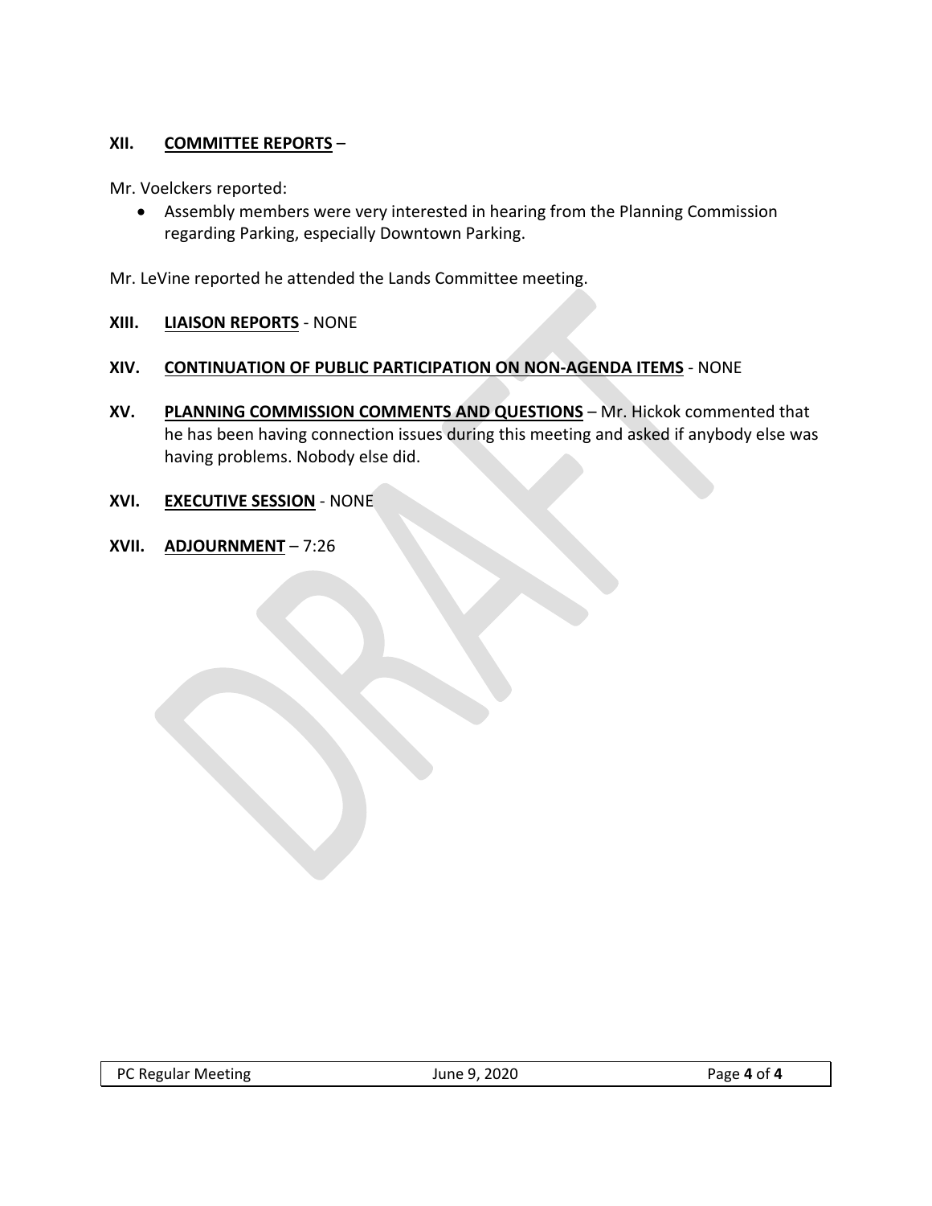**XII. COMMITTEE REPORTS** –

Mr. Voelckers reported:

- Assembly members were very interested in hearing from the Planning Commission regarding Parking, especially Downtown Parking.

Mr. LeVine reported he attended the Lands Committee meeting.

**XIII. LIAISON REPORTS** - NONE

**XIV. CONTINUATION OF PUBLIC PARTICIPATION ON NON-AGENDA ITEMS** - NONE

**XV. PLANNING COMMISSION COMMENTS AND QUESTIONS** – Mr. Hickok commented that he has been having connection issues during this meeting and asked if anybody else was having problems. Nobody else did.

**XVI. EXECUTIVE SESSION** - NONE

**XVII. ADJOURNMENT** – 7:26